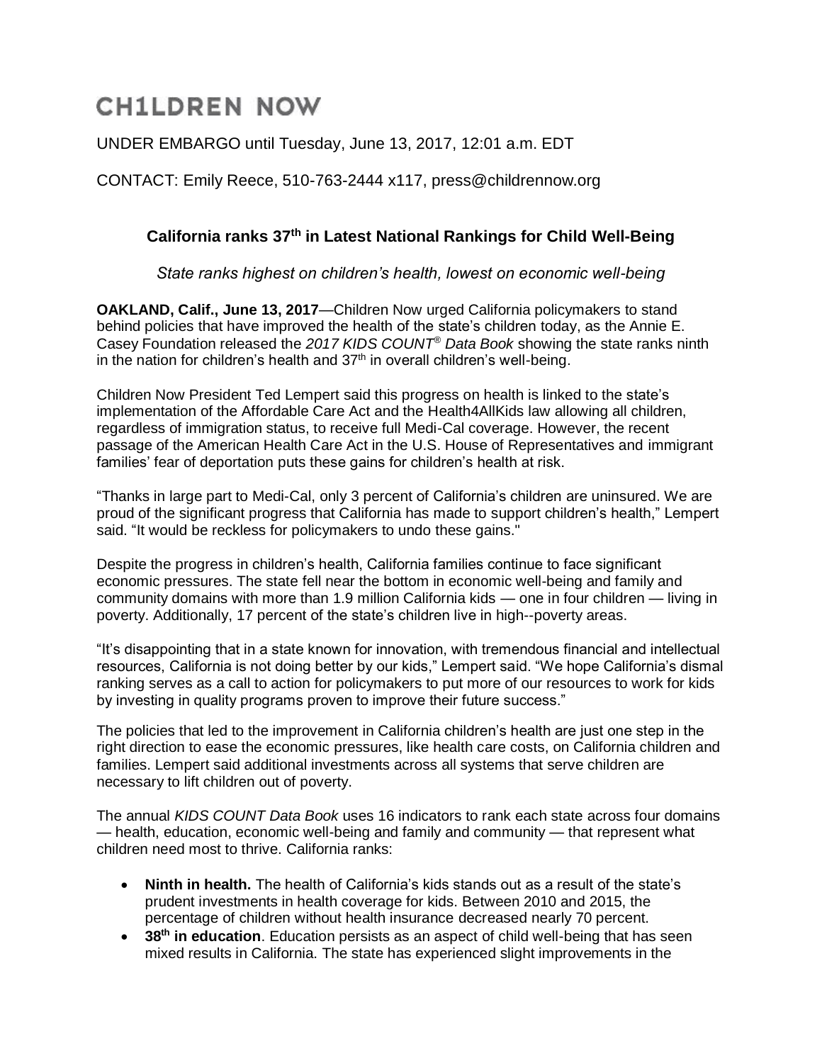# CH1LDREN NOW

UNDER EMBARGO until Tuesday, June 13, 2017, 12:01 a.m. EDT

CONTACT: Emily Reece, 510-763-2444 x117, press@childrennow.org

## California ranks 37th in Latest National Rankings for Child Well-Being

*State ranks highest on children's health, lowest on economic well-being*

**OAKLAND, Calif., June 13, 2017**—Children Now urged California policymakers to stand behind policies that have improved the health of the state's children today, as the Annie E. Casey Foundation released the *2017 KIDS COUNT® Data Book* showing the state ranks ninth in the nation for children's health and 37th in overall children's well-being.

Children Now President Ted Lempert said this progress on health is linked to the state's implementation of the Affordable Care Act and the Health4AllKids law allowing all children, regardless of immigration status, to receive full Medi-Cal coverage. However, the recent passage of the American Health Care Act in the U.S. House of Representatives and immigrant families' fear of deportation puts these gains for children's health at risk.

"Thanks in large part to Medi-Cal, only 3 percent of California's children are uninsured. We are proud of the significant progress that California has made to support children's health," Lempert said. "It would be reckless for policymakers to undo these gains."

Despite the progress in children's health, California families continue to face significant economic pressures. The state fell near the bottom in economic well-being and family and community domains with more than 1.9 million California kids — one in four children — living in poverty. Additionally, 17 percent of the state's children live in high--poverty areas.

"It's disappointing that in a state known for innovation, with tremendous financial and intellectual resources, California is not doing better by our kids," Lempert said. "We hope California's dismal ranking serves as a call to action for policymakers to put more of our resources to work for kids by investing in quality programs proven to improve their future success."

The policies that led to the improvement in California children's health are just one step in the right direction to ease the economic pressures, like health care costs, on California children and families. Lempert said additional investments across all systems that serve children are necessary to lift children out of poverty.

The annual *KIDS COUNT Data Book* uses 16 indicators to rank each state across four domains — health, education, economic well-being and family and community — that represent what children need most to thrive. California ranks:

- **Ninth in health.** The health of California's kids stands out as a result of the state's prudent investments in health coverage for kids. Between 2010 and 2015, the percentage of children without health insurance decreased nearly 70 percent.
- **38th in education**. Education persists as an aspect of child well-being that has seen mixed results in California. The state has experienced slight improvements in the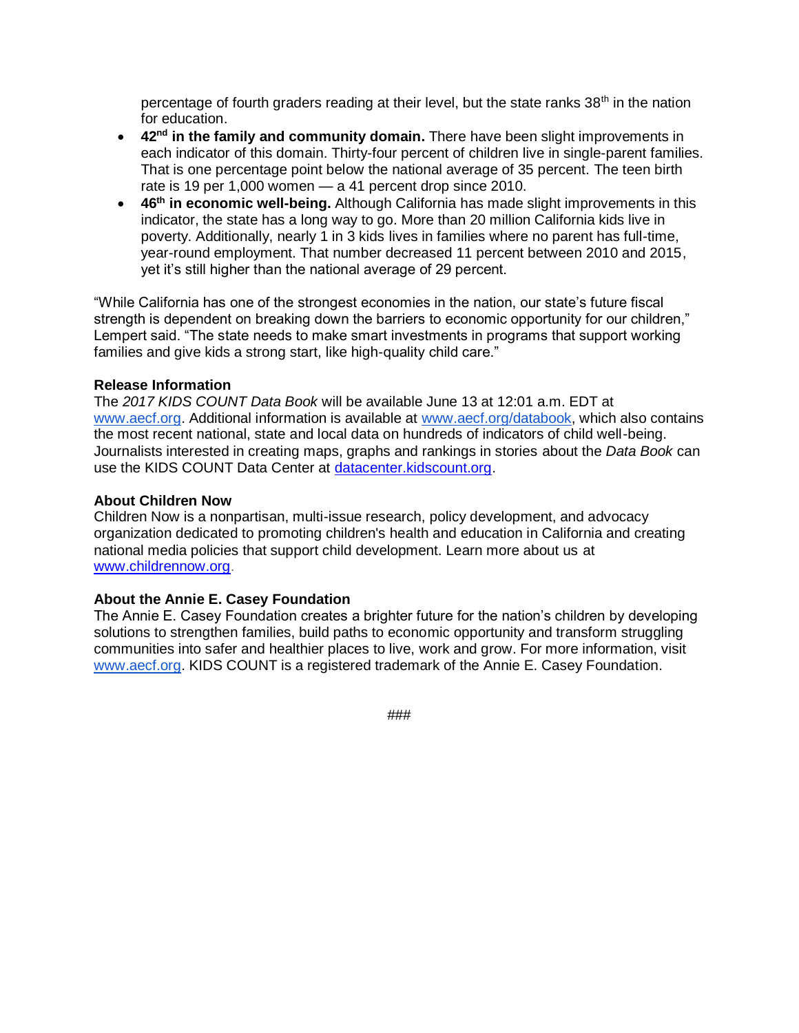percentage of fourth graders reading at their level, but the state ranks 38th in the nation for education.

- **42nd in the family and community domain.** There have been slight improvements in each indicator of this domain. Thirty-four percent of children live in single-parent families. That is one percentage point below the national average of 35 percent. The teen birth rate is 19 per 1,000 women — a 41 percent drop since 2010.
- **46th in economic well-being.** Although California has made slight improvements in this indicator, the state has a long way to go. More than 20 million California kids live in poverty. Additionally, nearly 1 in 3 kids lives in families where no parent has full-time, year-round employment. That number decreased 11 percent between 2010 and 2015, yet it's still higher than the national average of 29 percent.

"While California has one of the strongest economies in the nation, our state's future fiscal strength is dependent on breaking down the barriers to economic opportunity for our children," Lempert said. "The state needs to make smart investments in programs that support working families and give kids a strong start, like high-quality child care."

**Release Information**
The *2017 KIDS COUNT Data Book* will be available June 13 at 12:01 a.m. EDT at www.aecf.org. Additional information is available at www.aecf.org/databook, which also contains the most recent national, state and local data on hundreds of indicators of child well-being. Journalists interested in creating maps, graphs and rankings in stories about the *Data Book* can use the KIDS COUNT Data Center at datacenter.kidscount.org.

**About Children Now**
Children Now is a nonpartisan, multi-issue research, policy development, and advocacy organization dedicated to promoting children's health and education in California and creating national media policies that support child development. Learn more about us at www.childrennow.org.

**About the Annie E. Casey Foundation**
The Annie E. Casey Foundation creates a brighter future for the nation's children by developing solutions to strengthen families, build paths to economic opportunity and transform struggling communities into safer and healthier places to live, work and grow. For more information, visit www.aecf.org. KIDS COUNT is a registered trademark of the Annie E. Casey Foundation.

###